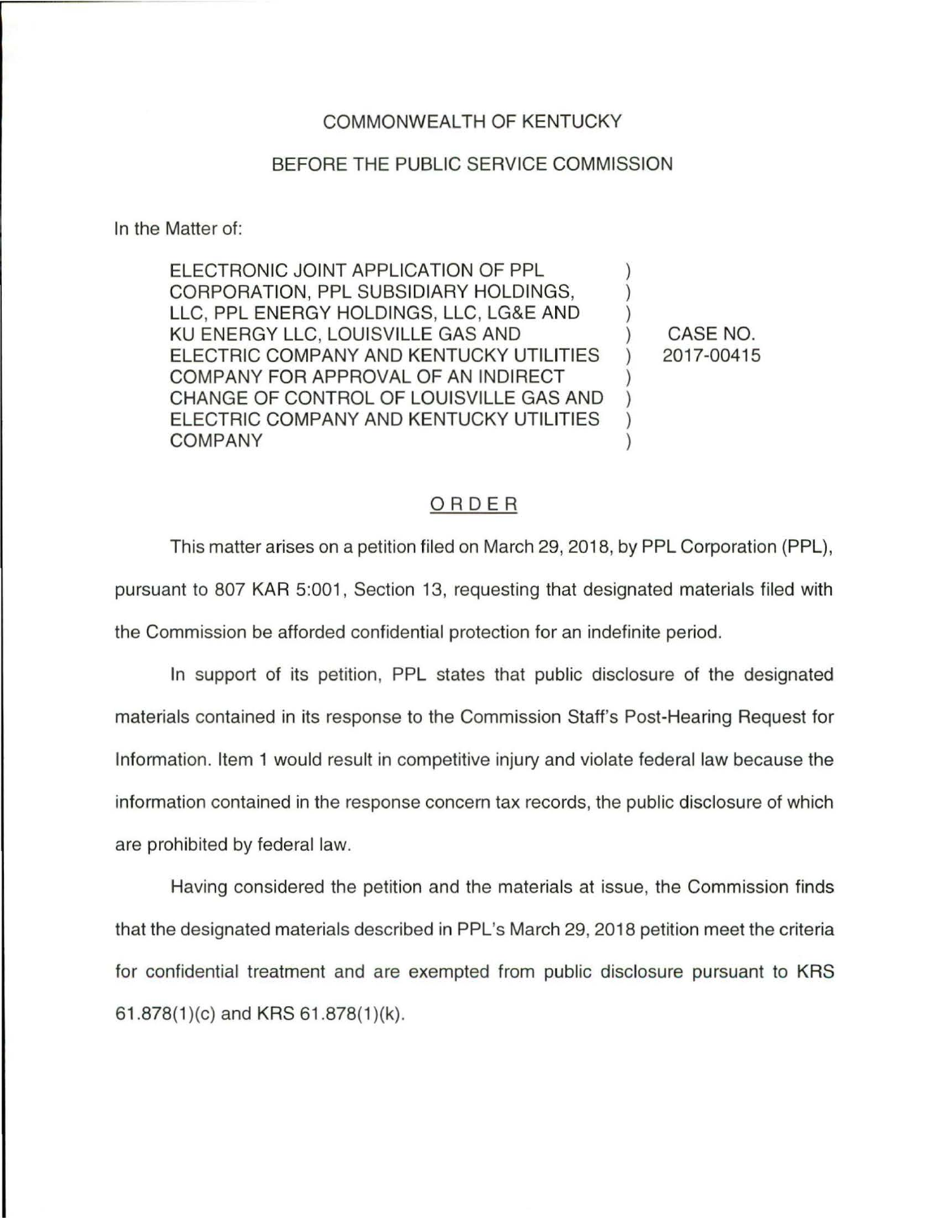COMMONWEALTH OF KENTUCKY

BEFORE THE PUBLIC SERVICE COMMISSION

In the Matter of:

| | | |
|---|---|---|
| ELECTRONIC JOINT APPLICATION OF PPL CORPORATION, PPL SUBSIDIARY HOLDINGS, LLC, PPL ENERGY HOLDINGS, LLC, LG&E AND KU ENERGY LLC, LOUISVILLE GAS AND ELECTRIC COMPANY AND KENTUCKY UTILITIES COMPANY FOR APPROVAL OF AN INDIRECT CHANGE OF CONTROL OF LOUISVILLE GAS AND ELECTRIC COMPANY AND KENTUCKY UTILITIES COMPANY | ) | CASE NO. 2017-00415 |

## ORDER

This matter arises on a petition filed on March 29, 2018, by PPL Corporation (PPL), pursuant to 807 KAR 5:001, Section 13, requesting that designated materials filed with the Commission be afforded confidential protection for an indefinite period.

In support of its petition, PPL states that public disclosure of the designated materials contained in its response to the Commission Staff's Post-Hearing Request for Information. Item 1 would result in competitive injury and violate federal law because the information contained in the response concern tax records, the public disclosure of which are prohibited by federal law.

Having considered the petition and the materials at issue, the Commission finds that the designated materials described in PPL's March 29, 2018 petition meet the criteria for confidential treatment and are exempted from public disclosure pursuant to KRS 61.878(1)(c) and KRS 61.878(1)(k).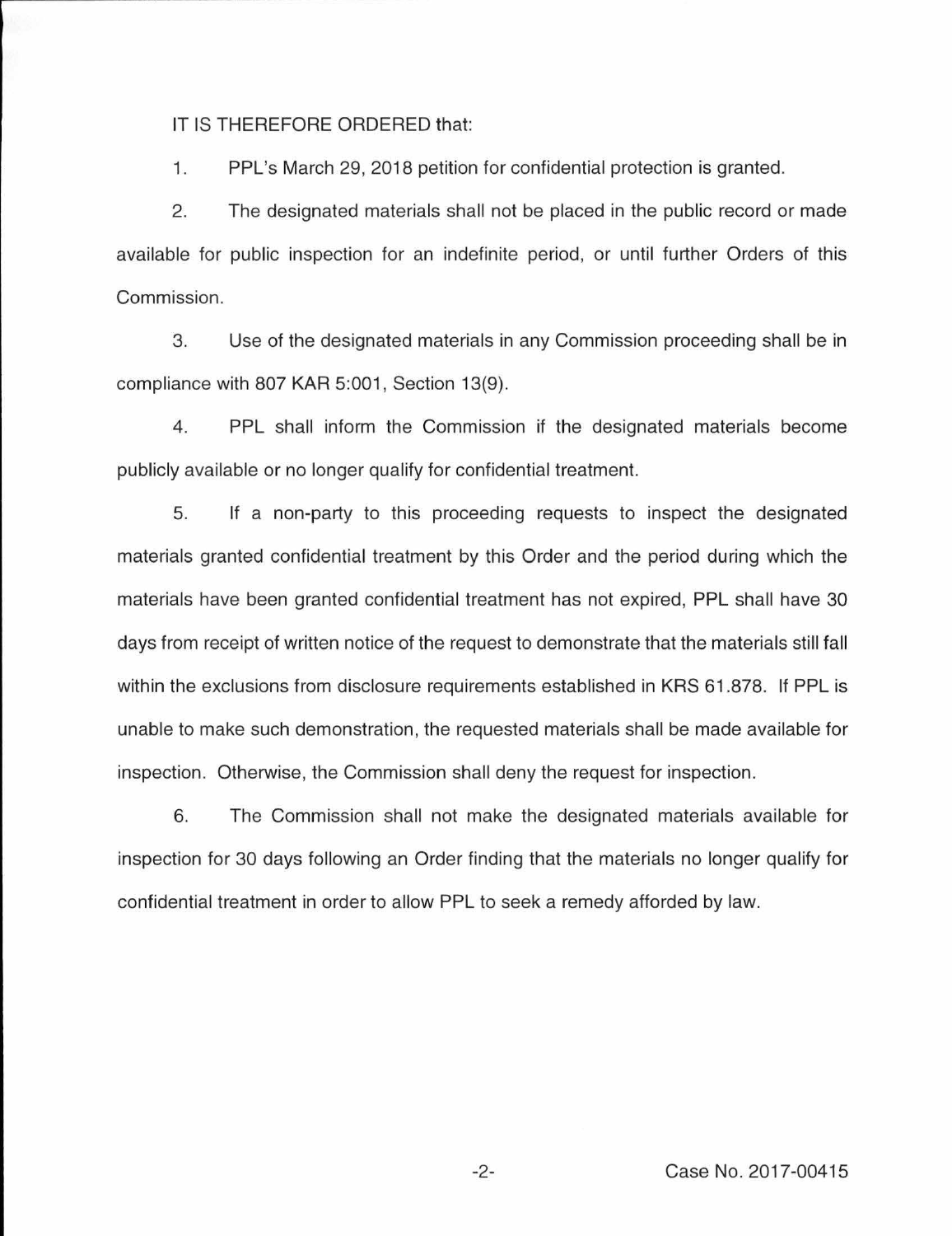IT IS THEREFORE ORDERED that:

1. PPL's March 29, 2018 petition for confidential protection is granted.

2. The designated materials shall not be placed in the public record or made available for public inspection for an indefinite period, or until further Orders of this Commission.

3. Use of the designated materials in any Commission proceeding shall be in compliance with 807 KAR 5:001, Section 13(9).

4. PPL shall inform the Commission if the designated materials become publicly available or no longer qualify for confidential treatment.

5. If a non-party to this proceeding requests to inspect the designated materials granted confidential treatment by this Order and the period during which the materials have been granted confidential treatment has not expired, PPL shall have 30 days from receipt of written notice of the request to demonstrate that the materials still fall within the exclusions from disclosure requirements established in KRS 61.878. If PPL is unable to make such demonstration, the requested materials shall be made available for inspection. Otherwise, the Commission shall deny the request for inspection.

6. The Commission shall not make the designated materials available for inspection for 30 days following an Order finding that the materials no longer qualify for confidential treatment in order to allow PPL to seek a remedy afforded by law.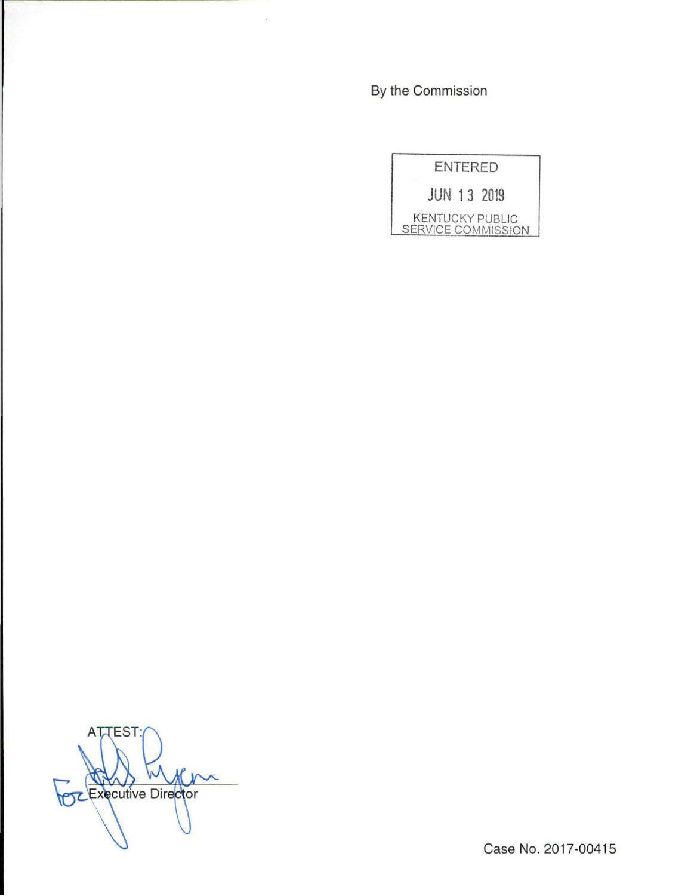By the Commission

ENTERED

JUN 13 2019

KENTUCKY PUBLIC SERVICE COMMISSION

ATTEST:

For Executive Director

Case No. 2017-00415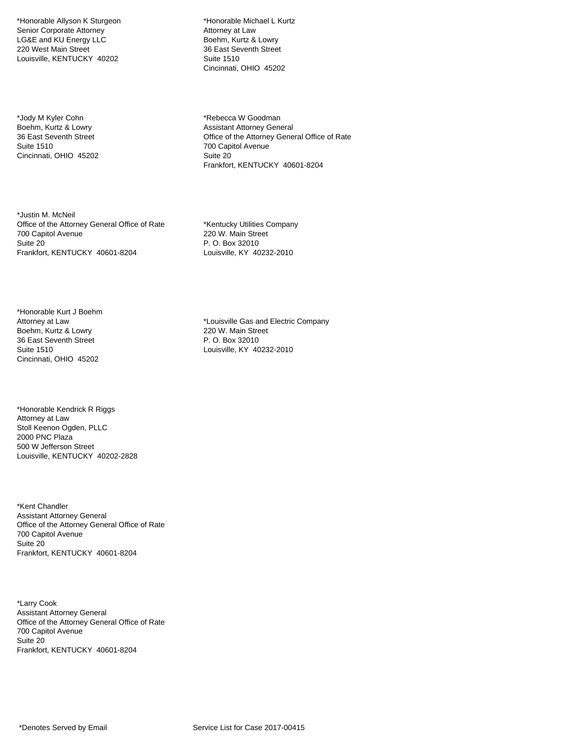*Honorable Allyson K Sturgeon
Senior Corporate Attorney
LG&E and KU Energy LLC
220 West Main Street
Louisville, KENTUCKY 40202

*Honorable Michael L Kurtz
Attorney at Law
Boehm, Kurtz & Lowry
36 East Seventh Street
Suite 1510
Cincinnati, OHIO 45202

*Jody M Kyler Cohn
Boehm, Kurtz & Lowry
36 East Seventh Street
Suite 1510
Cincinnati, OHIO 45202

*Rebecca W Goodman
Assistant Attorney General
Office of the Attorney General Office of Rate
700 Capitol Avenue
Suite 20
Frankfort, KENTUCKY 40601-8204

*Justin M. McNeil
Office of the Attorney General Office of Rate
700 Capitol Avenue
Suite 20
Frankfort, KENTUCKY 40601-8204

*Kentucky Utilities Company
220 W. Main Street
P. O. Box 32010
Louisville, KY 40232-2010

*Honorable Kurt J Boehm
Attorney at Law
Boehm, Kurtz & Lowry
36 East Seventh Street
Suite 1510
Cincinnati, OHIO 45202

*Louisville Gas and Electric Company
220 W. Main Street
P. O. Box 32010
Louisville, KY 40232-2010

*Honorable Kendrick R Riggs
Attorney at Law
Stoll Keenon Ogden, PLLC
2000 PNC Plaza
500 W Jefferson Street
Louisville, KENTUCKY 40202-2828

*Kent Chandler
Assistant Attorney General
Office of the Attorney General Office of Rate
700 Capitol Avenue
Suite 20
Frankfort, KENTUCKY 40601-8204

*Larry Cook
Assistant Attorney General
Office of the Attorney General Office of Rate
700 Capitol Avenue
Suite 20
Frankfort, KENTUCKY 40601-8204

*Denotes Served by Email

Service List for Case 2017-00415